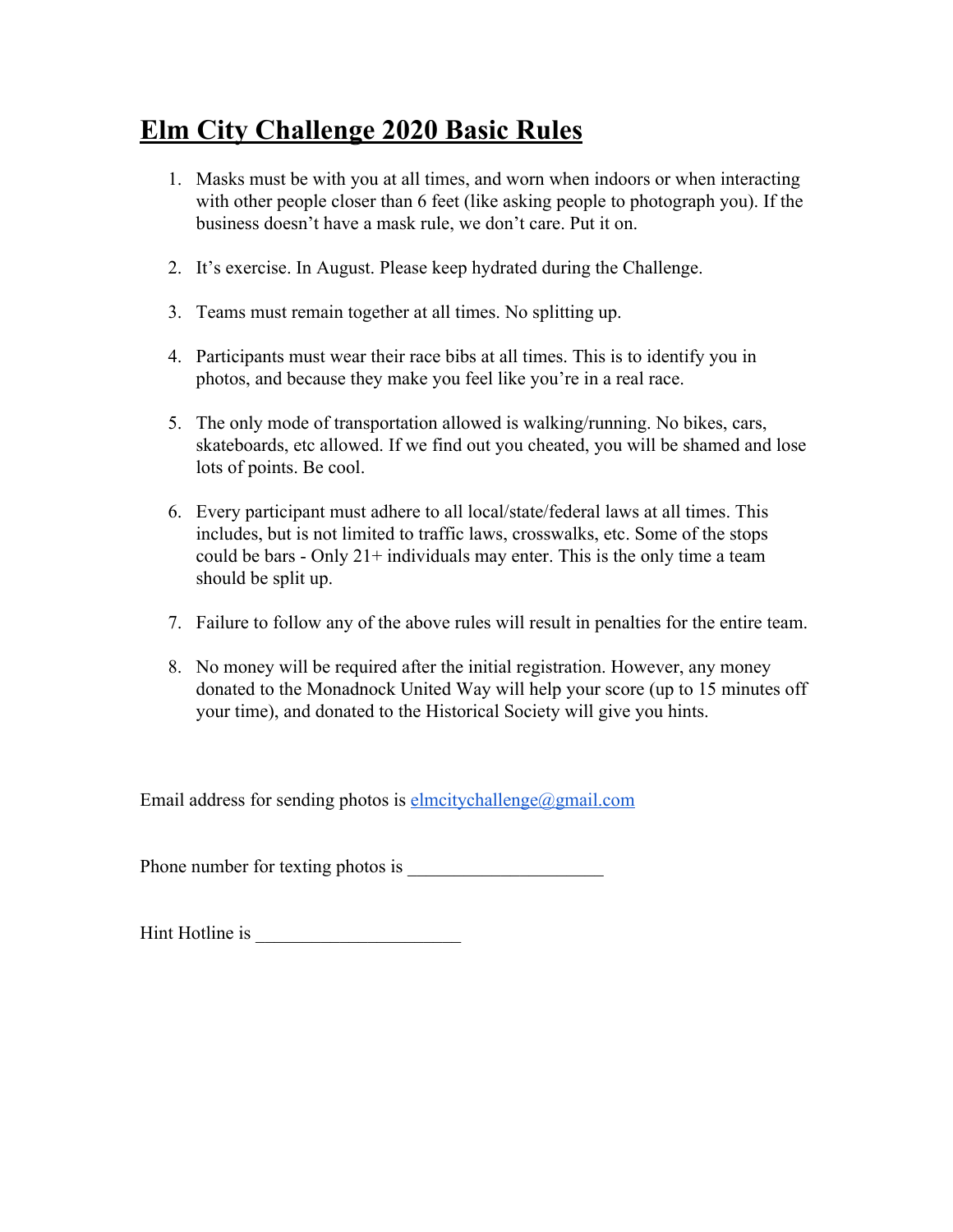# Elm City Challenge 2020 Basic Rules

1. Masks must be with you at all times, and worn when indoors or when interacting with other people closer than 6 feet (like asking people to photograph you). If the business doesn't have a mask rule, we don't care. Put it on.

2. It's exercise. In August. Please keep hydrated during the Challenge.

3. Teams must remain together at all times. No splitting up.

4. Participants must wear their race bibs at all times. This is to identify you in photos, and because they make you feel like you're in a real race.

5. The only mode of transportation allowed is walking/running. No bikes, cars, skateboards, etc allowed. If we find out you cheated, you will be shamed and lose lots of points. Be cool.

6. Every participant must adhere to all local/state/federal laws at all times. This includes, but is not limited to traffic laws, crosswalks, etc. Some of the stops could be bars - Only 21+ individuals may enter. This is the only time a team should be split up.

7. Failure to follow any of the above rules will result in penalties for the entire team.

8. No money will be required after the initial registration. However, any money donated to the Monadnock United Way will help your score (up to 15 minutes off your time), and donated to the Historical Society will give you hints.

Email address for sending photos is elmcitychallenge@gmail.com

Phone number for texting photos is ____________________

Hint Hotline is _____________________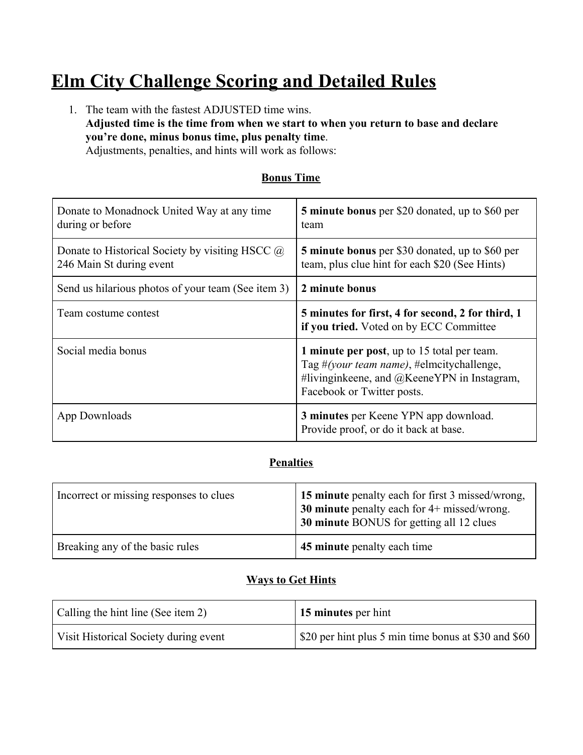# Elm City Challenge Scoring and Detailed Rules

1. The team with the fastest ADJUSTED time wins.
   **Adjusted time is the time from when we start to when you return to base and declare you're done, minus bonus time, plus penalty time**.
   Adjustments, penalties, and hints will work as follows:

**Bonus Time**

| | |
|---|---|
| Donate to Monadnock United Way at any time during or before | **5 minute bonus** per $20 donated, up to $60 per team |
| Donate to Historical Society by visiting HSCC @ 246 Main St during event | **5 minute bonus** per $30 donated, up to $60 per team, plus clue hint for each $20 (See Hints) |
| Send us hilarious photos of your team (See item 3) | **2 minute bonus** |
| Team costume contest | **5 minutes for first, 4 for second, 2 for third, 1 if you tried.** Voted on by ECC Committee |
| Social media bonus | **1 minute per post**, up to 15 total per team. Tag #*(your team name)*, #elmcitychallenge, #livinginkeene, and @KeeneYPN in Instagram, Facebook or Twitter posts. |
| App Downloads | **3 minutes** per Keene YPN app download. Provide proof, or do it back at base. |

**Penalties**

| | |
|---|---|
| Incorrect or missing responses to clues | **15 minute** penalty each for first 3 missed/wrong, **30 minute** penalty each for 4+ missed/wrong. **30 minute** BONUS for getting all 12 clues |
| Breaking any of the basic rules | **45 minute** penalty each time |

**Ways to Get Hints**

| | |
|---|---|
| Calling the hint line (See item 2) | **15 minutes** per hint |
| Visit Historical Society during event | $20 per hint plus 5 min time bonus at $30 and $60 |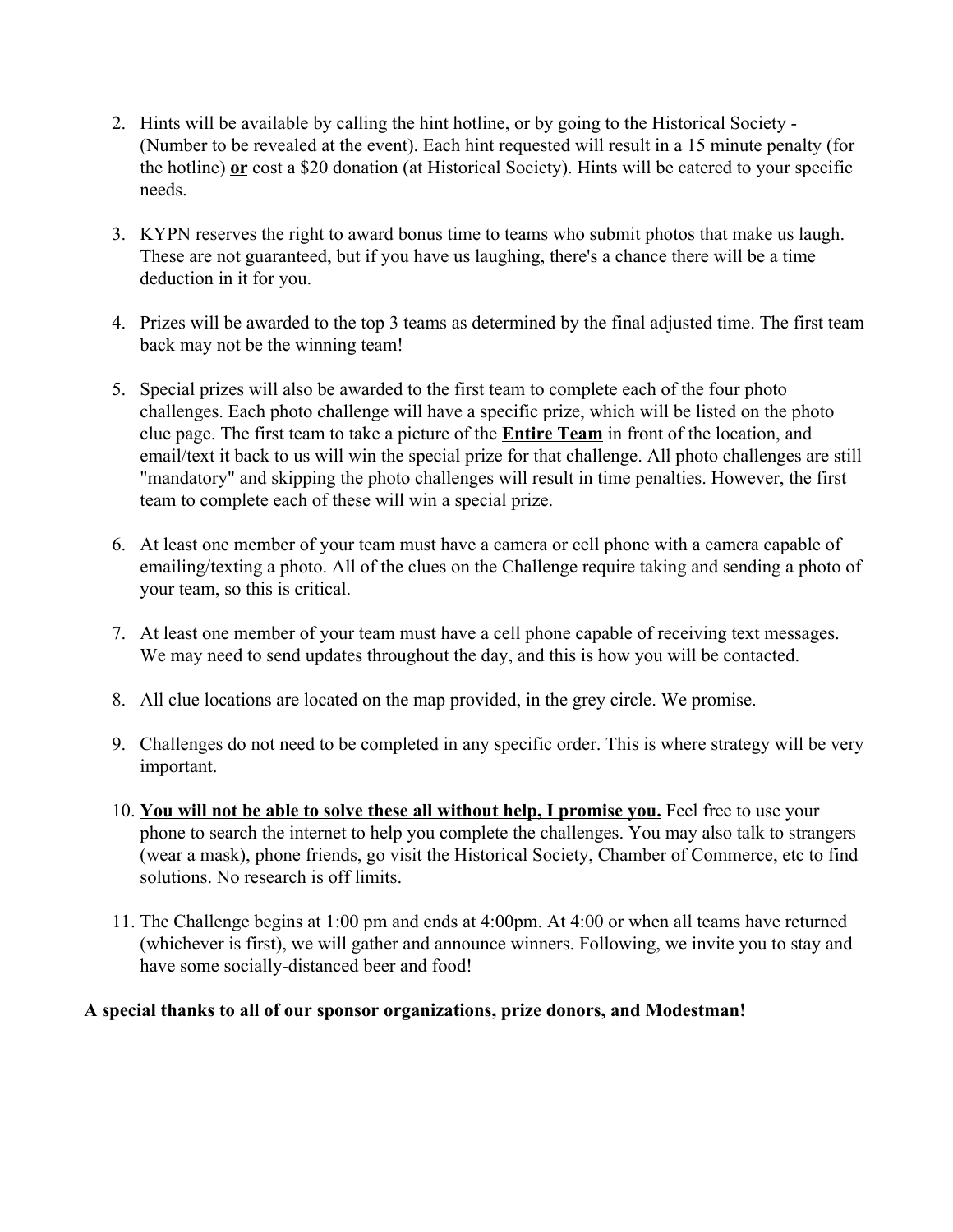2. Hints will be available by calling the hint hotline, or by going to the Historical Society - (Number to be revealed at the event). Each hint requested will result in a 15 minute penalty (for the hotline) **<u>or</u>** cost a $20 donation (at Historical Society). Hints will be catered to your specific needs.

3. KYPN reserves the right to award bonus time to teams who submit photos that make us laugh. These are not guaranteed, but if you have us laughing, there's a chance there will be a time deduction in it for you.

4. Prizes will be awarded to the top 3 teams as determined by the final adjusted time. The first team back may not be the winning team!

5. Special prizes will also be awarded to the first team to complete each of the four photo challenges. Each photo challenge will have a specific prize, which will be listed on the photo clue page. The first team to take a picture of the **<u>Entire Team</u>** in front of the location, and email/text it back to us will win the special prize for that challenge. All photo challenges are still "mandatory" and skipping the photo challenges will result in time penalties. However, the first team to complete each of these will win a special prize.

6. At least one member of your team must have a camera or cell phone with a camera capable of emailing/texting a photo. All of the clues on the Challenge require taking and sending a photo of your team, so this is critical.

7. At least one member of your team must have a cell phone capable of receiving text messages. We may need to send updates throughout the day, and this is how you will be contacted.

8. All clue locations are located on the map provided, in the grey circle. We promise.

9. Challenges do not need to be completed in any specific order. This is where strategy will be <u>very</u> important.

10. **<u>You will not be able to solve these all without help, I promise you.</u>** Feel free to use your phone to search the internet to help you complete the challenges. You may also talk to strangers (wear a mask), phone friends, go visit the Historical Society, Chamber of Commerce, etc to find solutions. <u>No research is off limits</u>.

11. The Challenge begins at 1:00 pm and ends at 4:00pm. At 4:00 or when all teams have returned (whichever is first), we will gather and announce winners. Following, we invite you to stay and have some socially-distanced beer and food!

**A special thanks to all of our sponsor organizations, prize donors, and Modestman!**